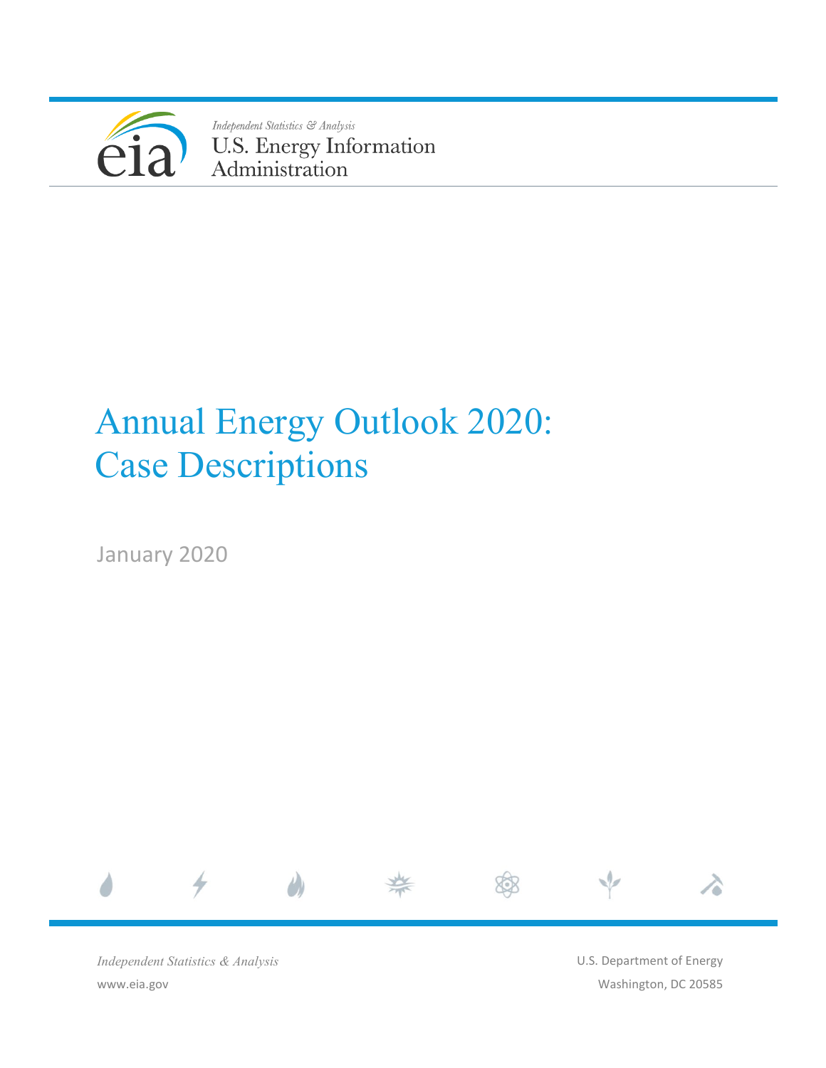Independent Statistics & Analysis

U.S. Energy Information Administration

# Annual Energy Outlook 2020: Case Descriptions

January 2020

*Independent Statistics & Analysis*

www.eia.gov

U.S. Department of Energy

Washington, DC 20585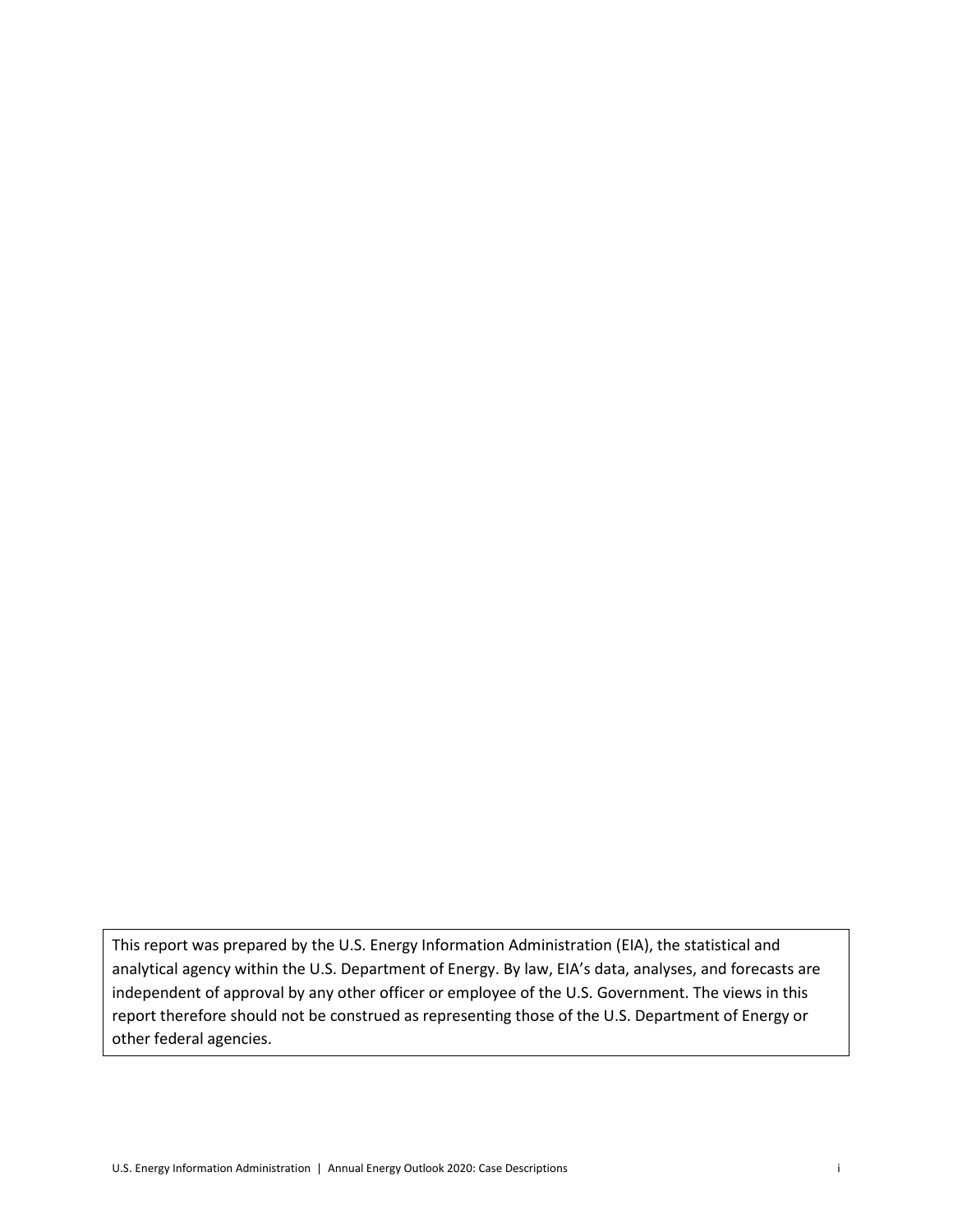This report was prepared by the U.S. Energy Information Administration (EIA), the statistical and analytical agency within the U.S. Department of Energy. By law, EIA's data, analyses, and forecasts are independent of approval by any other officer or employee of the U.S. Government. The views in this report therefore should not be construed as representing those of the U.S. Department of Energy or other federal agencies.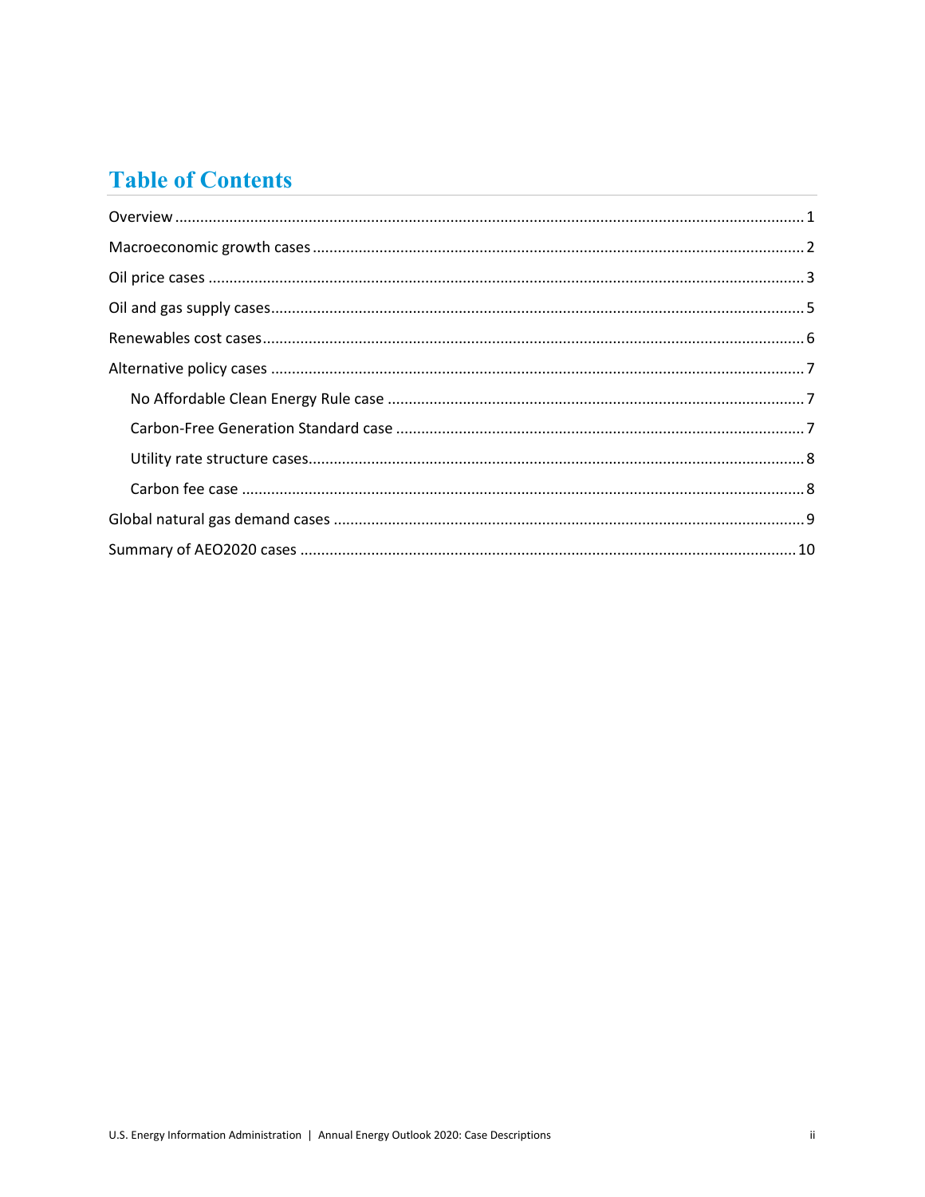# Table of Contents

Overview .................................................................................................................................... 1

Macroeconomic growth cases .................................................................................................... 2

Oil price cases ............................................................................................................................ 3

Oil and gas supply cases ............................................................................................................. 5

Renewables cost cases ............................................................................................................... 6

Alternative policy cases .............................................................................................................. 7

- No Affordable Clean Energy Rule case .................................................................................. 7
- Carbon-Free Generation Standard case ................................................................................. 7
- Utility rate structure cases .................................................................................................... 8
- Carbon fee case ..................................................................................................................... 8

Global natural gas demand cases ............................................................................................... 9

Summary of AEO2020 cases ....................................................................................................... 10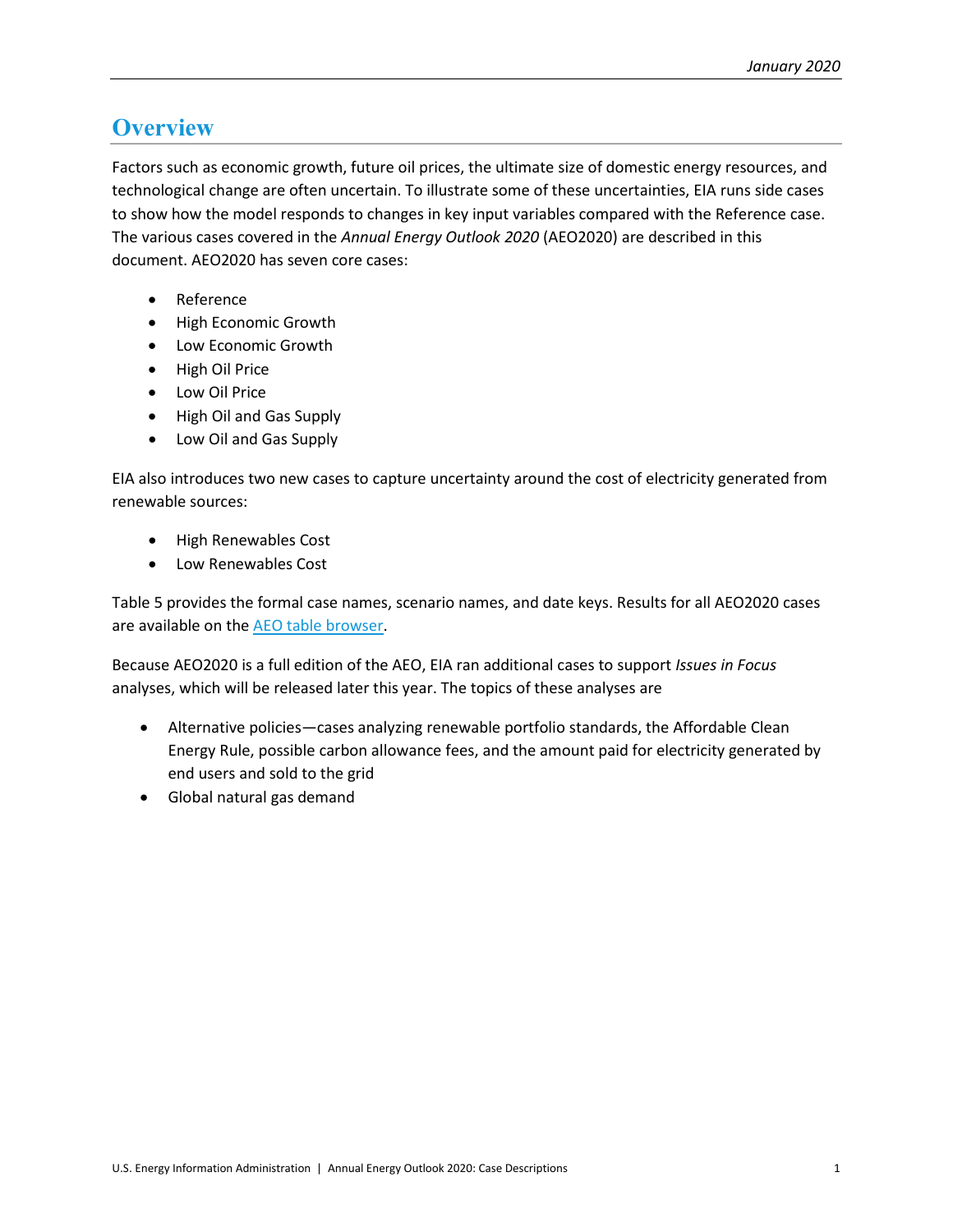# Overview

Factors such as economic growth, future oil prices, the ultimate size of domestic energy resources, and technological change are often uncertain. To illustrate some of these uncertainties, EIA runs side cases to show how the model responds to changes in key input variables compared with the Reference case. The various cases covered in the *Annual Energy Outlook 2020* (AEO2020) are described in this document. AEO2020 has seven core cases:

- Reference
- High Economic Growth
- Low Economic Growth
- High Oil Price
- Low Oil Price
- High Oil and Gas Supply
- Low Oil and Gas Supply

EIA also introduces two new cases to capture uncertainty around the cost of electricity generated from renewable sources:

- High Renewables Cost
- Low Renewables Cost

Table 5 provides the formal case names, scenario names, and date keys. Results for all AEO2020 cases are available on the AEO table browser.

Because AEO2020 is a full edition of the AEO, EIA ran additional cases to support *Issues in Focus* analyses, which will be released later this year. The topics of these analyses are

- Alternative policies—cases analyzing renewable portfolio standards, the Affordable Clean Energy Rule, possible carbon allowance fees, and the amount paid for electricity generated by end users and sold to the grid
- Global natural gas demand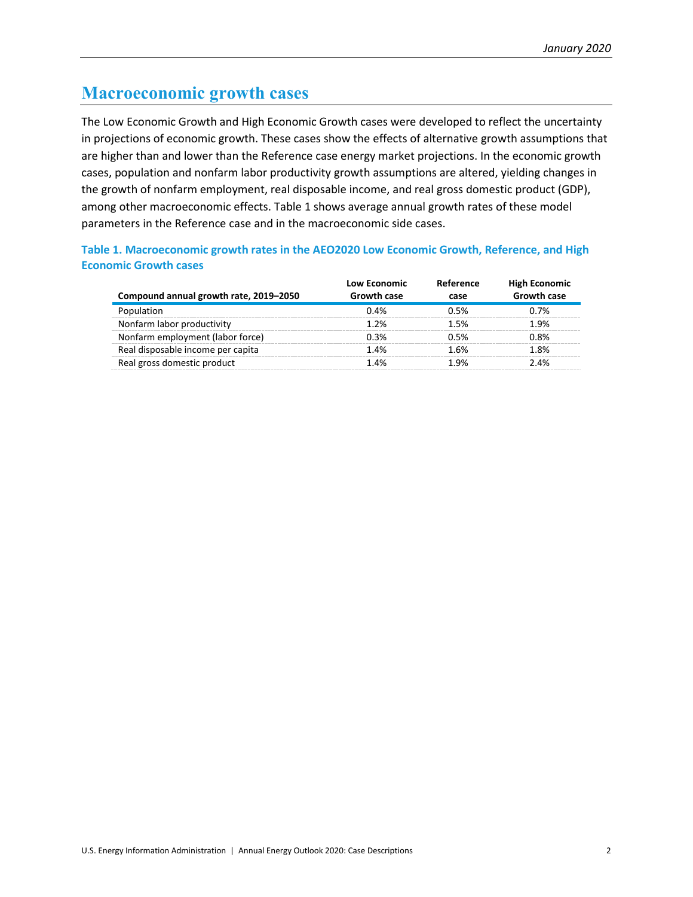## Macroeconomic growth cases

The Low Economic Growth and High Economic Growth cases were developed to reflect the uncertainty in projections of economic growth. These cases show the effects of alternative growth assumptions that are higher than and lower than the Reference case energy market projections. In the economic growth cases, population and nonfarm labor productivity growth assumptions are altered, yielding changes in the growth of nonfarm employment, real disposable income, and real gross domestic product (GDP), among other macroeconomic effects. Table 1 shows average annual growth rates of these model parameters in the Reference case and in the macroeconomic side cases.

**Table 1. Macroeconomic growth rates in the AEO2020 Low Economic Growth, Reference, and High Economic Growth cases**

| Compound annual growth rate, 2019–2050 | Low Economic Growth case | Reference case | High Economic Growth case |
|---|---|---|---|
| Population | 0.4% | 0.5% | 0.7% |
| Nonfarm labor productivity | 1.2% | 1.5% | 1.9% |
| Nonfarm employment (labor force) | 0.3% | 0.5% | 0.8% |
| Real disposable income per capita | 1.4% | 1.6% | 1.8% |
| Real gross domestic product | 1.4% | 1.9% | 2.4% |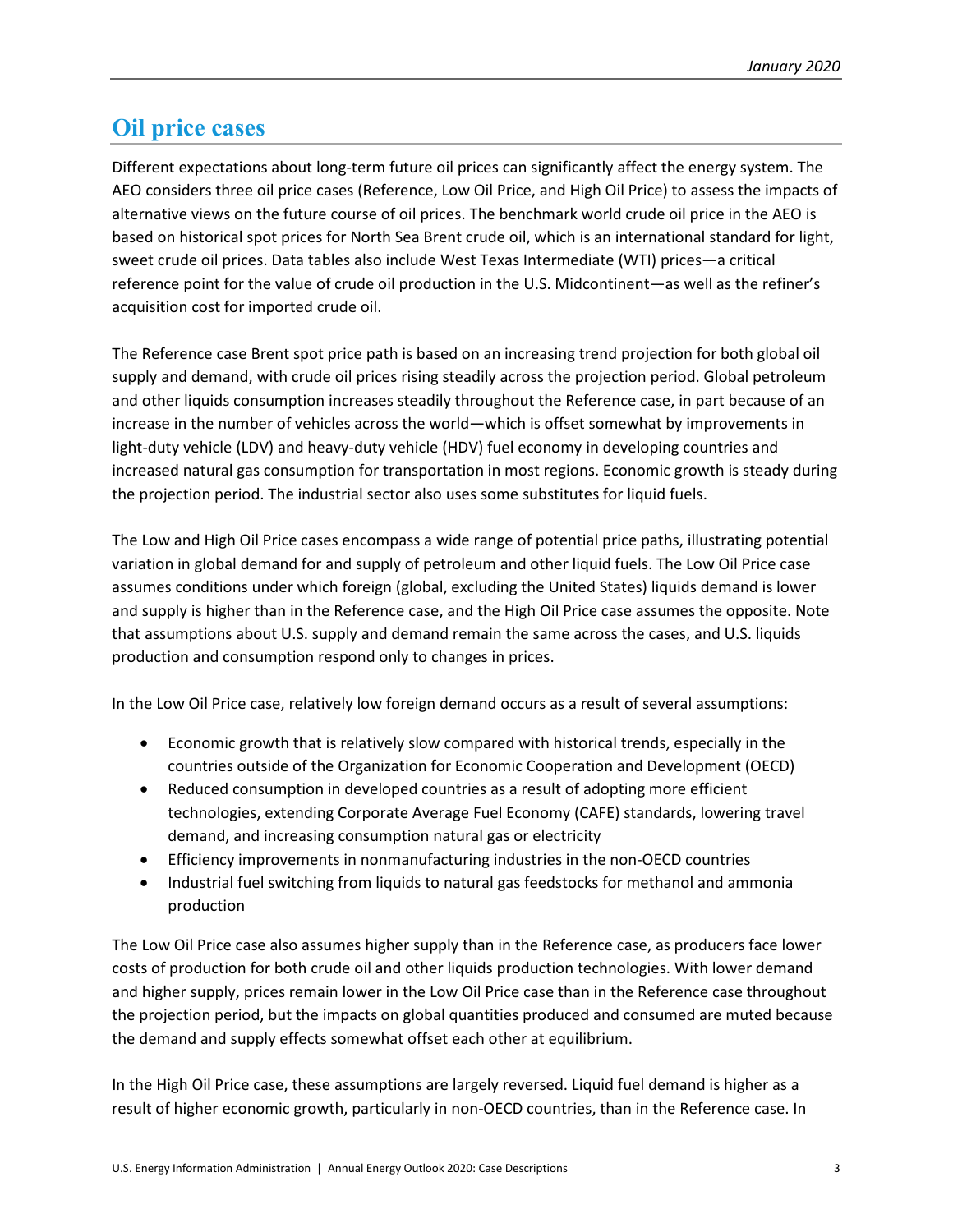## Oil price cases

Different expectations about long-term future oil prices can significantly affect the energy system. The AEO considers three oil price cases (Reference, Low Oil Price, and High Oil Price) to assess the impacts of alternative views on the future course of oil prices. The benchmark world crude oil price in the AEO is based on historical spot prices for North Sea Brent crude oil, which is an international standard for light, sweet crude oil prices. Data tables also include West Texas Intermediate (WTI) prices—a critical reference point for the value of crude oil production in the U.S. Midcontinent—as well as the refiner's acquisition cost for imported crude oil.

The Reference case Brent spot price path is based on an increasing trend projection for both global oil supply and demand, with crude oil prices rising steadily across the projection period. Global petroleum and other liquids consumption increases steadily throughout the Reference case, in part because of an increase in the number of vehicles across the world—which is offset somewhat by improvements in light-duty vehicle (LDV) and heavy-duty vehicle (HDV) fuel economy in developing countries and increased natural gas consumption for transportation in most regions. Economic growth is steady during the projection period. The industrial sector also uses some substitutes for liquid fuels.

The Low and High Oil Price cases encompass a wide range of potential price paths, illustrating potential variation in global demand for and supply of petroleum and other liquid fuels. The Low Oil Price case assumes conditions under which foreign (global, excluding the United States) liquids demand is lower and supply is higher than in the Reference case, and the High Oil Price case assumes the opposite. Note that assumptions about U.S. supply and demand remain the same across the cases, and U.S. liquids production and consumption respond only to changes in prices.

In the Low Oil Price case, relatively low foreign demand occurs as a result of several assumptions:

- Economic growth that is relatively slow compared with historical trends, especially in the countries outside of the Organization for Economic Cooperation and Development (OECD)
- Reduced consumption in developed countries as a result of adopting more efficient technologies, extending Corporate Average Fuel Economy (CAFE) standards, lowering travel demand, and increasing consumption natural gas or electricity
- Efficiency improvements in nonmanufacturing industries in the non-OECD countries
- Industrial fuel switching from liquids to natural gas feedstocks for methanol and ammonia production

The Low Oil Price case also assumes higher supply than in the Reference case, as producers face lower costs of production for both crude oil and other liquids production technologies. With lower demand and higher supply, prices remain lower in the Low Oil Price case than in the Reference case throughout the projection period, but the impacts on global quantities produced and consumed are muted because the demand and supply effects somewhat offset each other at equilibrium.

In the High Oil Price case, these assumptions are largely reversed. Liquid fuel demand is higher as a result of higher economic growth, particularly in non-OECD countries, than in the Reference case. In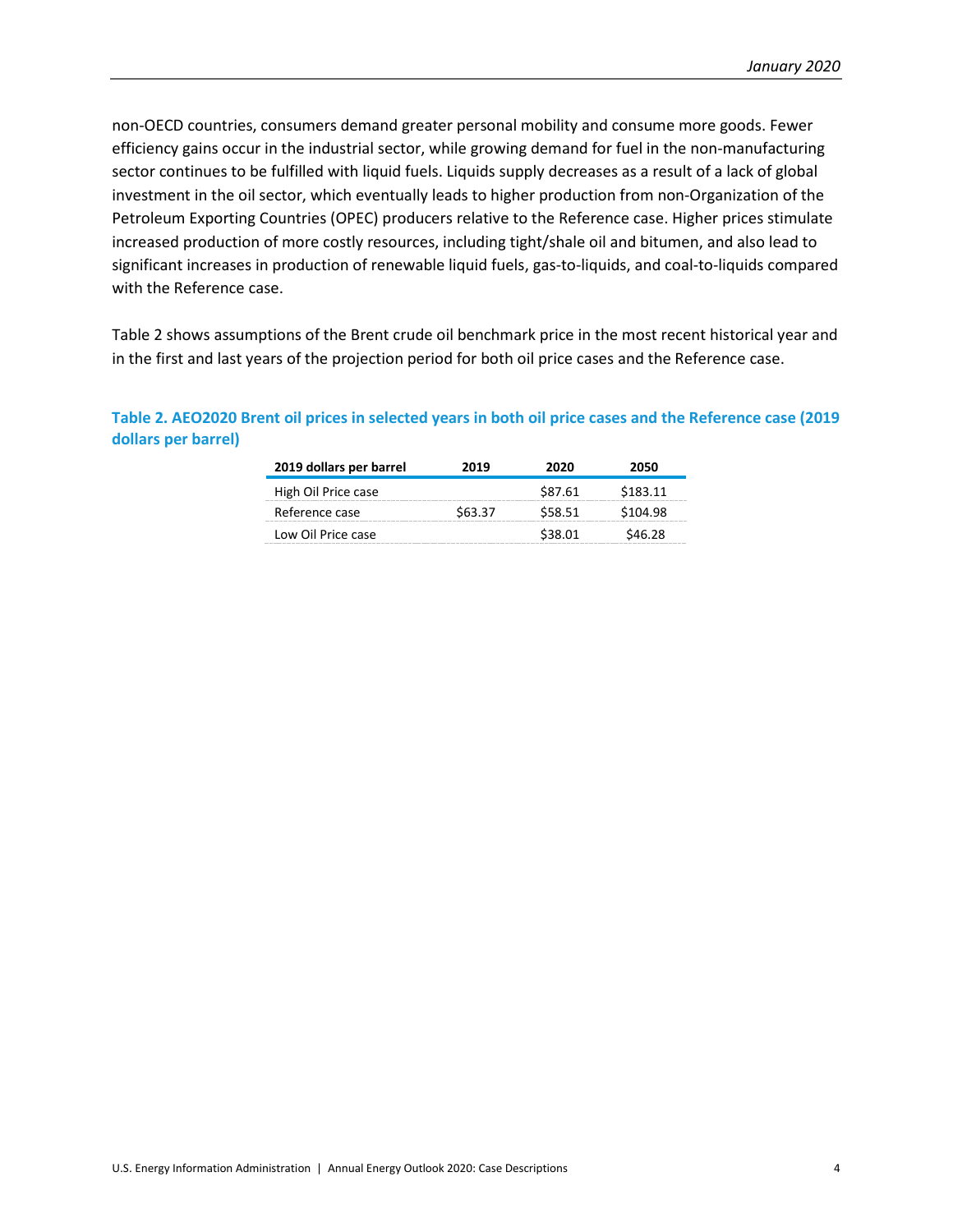non-OECD countries, consumers demand greater personal mobility and consume more goods. Fewer efficiency gains occur in the industrial sector, while growing demand for fuel in the non-manufacturing sector continues to be fulfilled with liquid fuels. Liquids supply decreases as a result of a lack of global investment in the oil sector, which eventually leads to higher production from non-Organization of the Petroleum Exporting Countries (OPEC) producers relative to the Reference case. Higher prices stimulate increased production of more costly resources, including tight/shale oil and bitumen, and also lead to significant increases in production of renewable liquid fuels, gas-to-liquids, and coal-to-liquids compared with the Reference case.

Table 2 shows assumptions of the Brent crude oil benchmark price in the most recent historical year and in the first and last years of the projection period for both oil price cases and the Reference case.

**Table 2. AEO2020 Brent oil prices in selected years in both oil price cases and the Reference case (2019 dollars per barrel)**

| 2019 dollars per barrel | 2019 | 2020 | 2050 |
|---|---|---|---|
| High Oil Price case | | $87.61 | $183.11 |
| Reference case | $63.37 | $58.51 | $104.98 |
| Low Oil Price case | | $38.01 | $46.28 |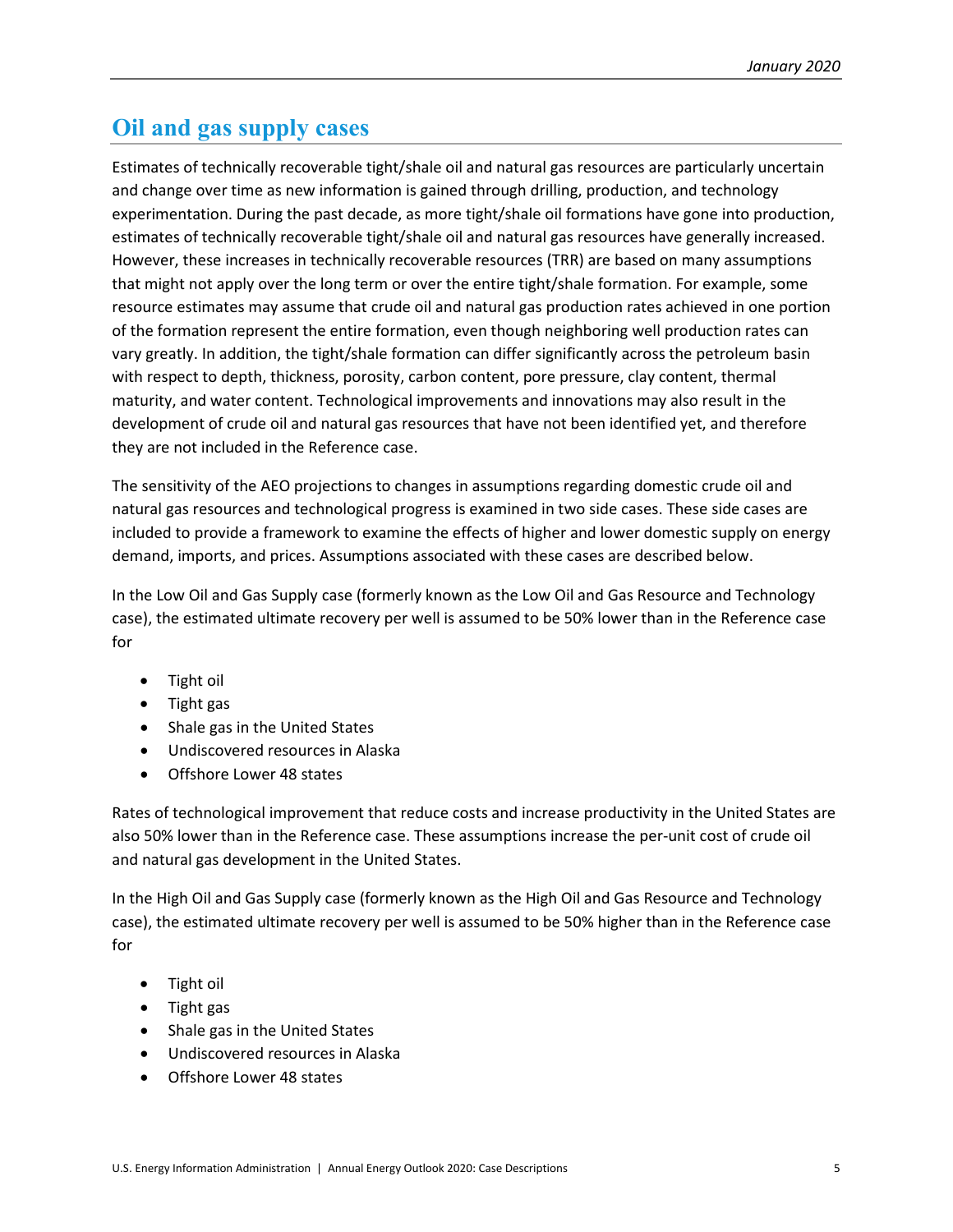## Oil and gas supply cases

Estimates of technically recoverable tight/shale oil and natural gas resources are particularly uncertain and change over time as new information is gained through drilling, production, and technology experimentation. During the past decade, as more tight/shale oil formations have gone into production, estimates of technically recoverable tight/shale oil and natural gas resources have generally increased. However, these increases in technically recoverable resources (TRR) are based on many assumptions that might not apply over the long term or over the entire tight/shale formation. For example, some resource estimates may assume that crude oil and natural gas production rates achieved in one portion of the formation represent the entire formation, even though neighboring well production rates can vary greatly. In addition, the tight/shale formation can differ significantly across the petroleum basin with respect to depth, thickness, porosity, carbon content, pore pressure, clay content, thermal maturity, and water content. Technological improvements and innovations may also result in the development of crude oil and natural gas resources that have not been identified yet, and therefore they are not included in the Reference case.

The sensitivity of the AEO projections to changes in assumptions regarding domestic crude oil and natural gas resources and technological progress is examined in two side cases. These side cases are included to provide a framework to examine the effects of higher and lower domestic supply on energy demand, imports, and prices. Assumptions associated with these cases are described below.

In the Low Oil and Gas Supply case (formerly known as the Low Oil and Gas Resource and Technology case), the estimated ultimate recovery per well is assumed to be 50% lower than in the Reference case for

- Tight oil
- Tight gas
- Shale gas in the United States
- Undiscovered resources in Alaska
- Offshore Lower 48 states

Rates of technological improvement that reduce costs and increase productivity in the United States are also 50% lower than in the Reference case. These assumptions increase the per-unit cost of crude oil and natural gas development in the United States.

In the High Oil and Gas Supply case (formerly known as the High Oil and Gas Resource and Technology case), the estimated ultimate recovery per well is assumed to be 50% higher than in the Reference case for

- Tight oil
- Tight gas
- Shale gas in the United States
- Undiscovered resources in Alaska
- Offshore Lower 48 states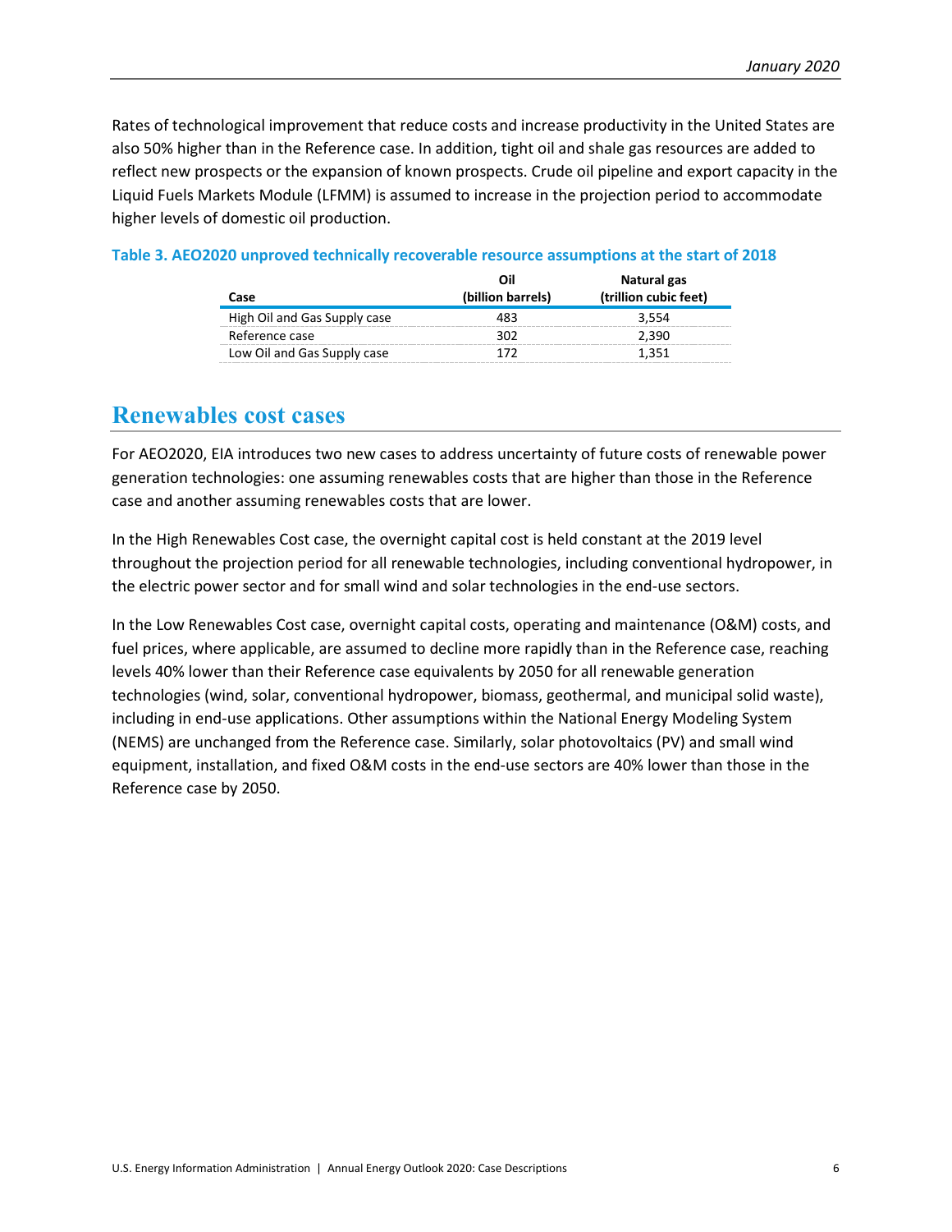Rates of technological improvement that reduce costs and increase productivity in the United States are also 50% higher than in the Reference case. In addition, tight oil and shale gas resources are added to reflect new prospects or the expansion of known prospects. Crude oil pipeline and export capacity in the Liquid Fuels Markets Module (LFMM) is assumed to increase in the projection period to accommodate higher levels of domestic oil production.

**Table 3. AEO2020 unproved technically recoverable resource assumptions at the start of 2018**

| Case | Oil (billion barrels) | Natural gas (trillion cubic feet) |
|---|---|---|
| High Oil and Gas Supply case | 483 | 3,554 |
| Reference case | 302 | 2,390 |
| Low Oil and Gas Supply case | 172 | 1,351 |

## Renewables cost cases

For AEO2020, EIA introduces two new cases to address uncertainty of future costs of renewable power generation technologies: one assuming renewables costs that are higher than those in the Reference case and another assuming renewables costs that are lower.

In the High Renewables Cost case, the overnight capital cost is held constant at the 2019 level throughout the projection period for all renewable technologies, including conventional hydropower, in the electric power sector and for small wind and solar technologies in the end-use sectors.

In the Low Renewables Cost case, overnight capital costs, operating and maintenance (O&M) costs, and fuel prices, where applicable, are assumed to decline more rapidly than in the Reference case, reaching levels 40% lower than their Reference case equivalents by 2050 for all renewable generation technologies (wind, solar, conventional hydropower, biomass, geothermal, and municipal solid waste), including in end-use applications. Other assumptions within the National Energy Modeling System (NEMS) are unchanged from the Reference case. Similarly, solar photovoltaics (PV) and small wind equipment, installation, and fixed O&M costs in the end-use sectors are 40% lower than those in the Reference case by 2050.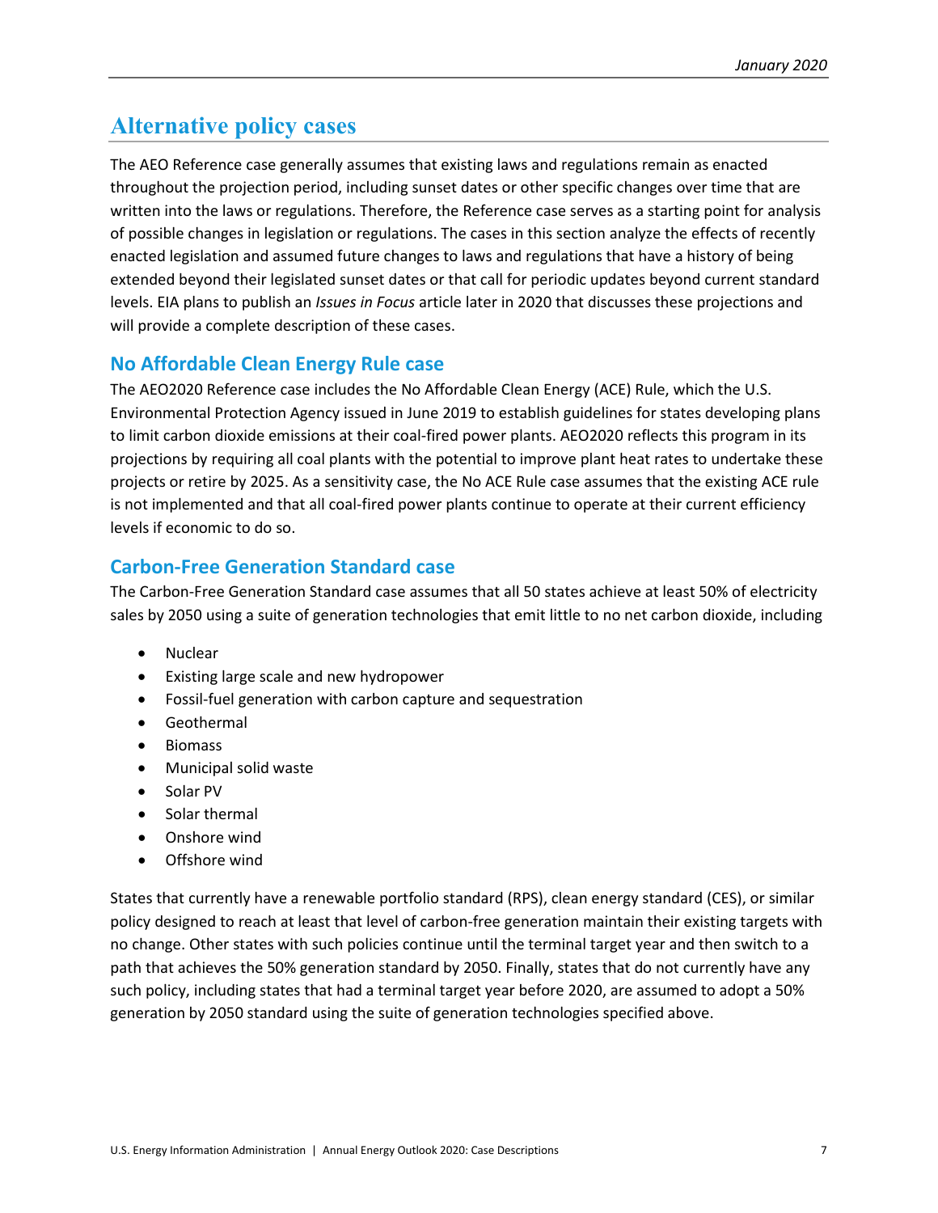# Alternative policy cases

The AEO Reference case generally assumes that existing laws and regulations remain as enacted throughout the projection period, including sunset dates or other specific changes over time that are written into the laws or regulations. Therefore, the Reference case serves as a starting point for analysis of possible changes in legislation or regulations. The cases in this section analyze the effects of recently enacted legislation and assumed future changes to laws and regulations that have a history of being extended beyond their legislated sunset dates or that call for periodic updates beyond current standard levels. EIA plans to publish an *Issues in Focus* article later in 2020 that discusses these projections and will provide a complete description of these cases.

## No Affordable Clean Energy Rule case

The AEO2020 Reference case includes the No Affordable Clean Energy (ACE) Rule, which the U.S. Environmental Protection Agency issued in June 2019 to establish guidelines for states developing plans to limit carbon dioxide emissions at their coal-fired power plants. AEO2020 reflects this program in its projections by requiring all coal plants with the potential to improve plant heat rates to undertake these projects or retire by 2025. As a sensitivity case, the No ACE Rule case assumes that the existing ACE rule is not implemented and that all coal-fired power plants continue to operate at their current efficiency levels if economic to do so.

## Carbon-Free Generation Standard case

The Carbon-Free Generation Standard case assumes that all 50 states achieve at least 50% of electricity sales by 2050 using a suite of generation technologies that emit little to no net carbon dioxide, including

- Nuclear
- Existing large scale and new hydropower
- Fossil-fuel generation with carbon capture and sequestration
- Geothermal
- Biomass
- Municipal solid waste
- Solar PV
- Solar thermal
- Onshore wind
- Offshore wind

States that currently have a renewable portfolio standard (RPS), clean energy standard (CES), or similar policy designed to reach at least that level of carbon-free generation maintain their existing targets with no change. Other states with such policies continue until the terminal target year and then switch to a path that achieves the 50% generation standard by 2050. Finally, states that do not currently have any such policy, including states that had a terminal target year before 2020, are assumed to adopt a 50% generation by 2050 standard using the suite of generation technologies specified above.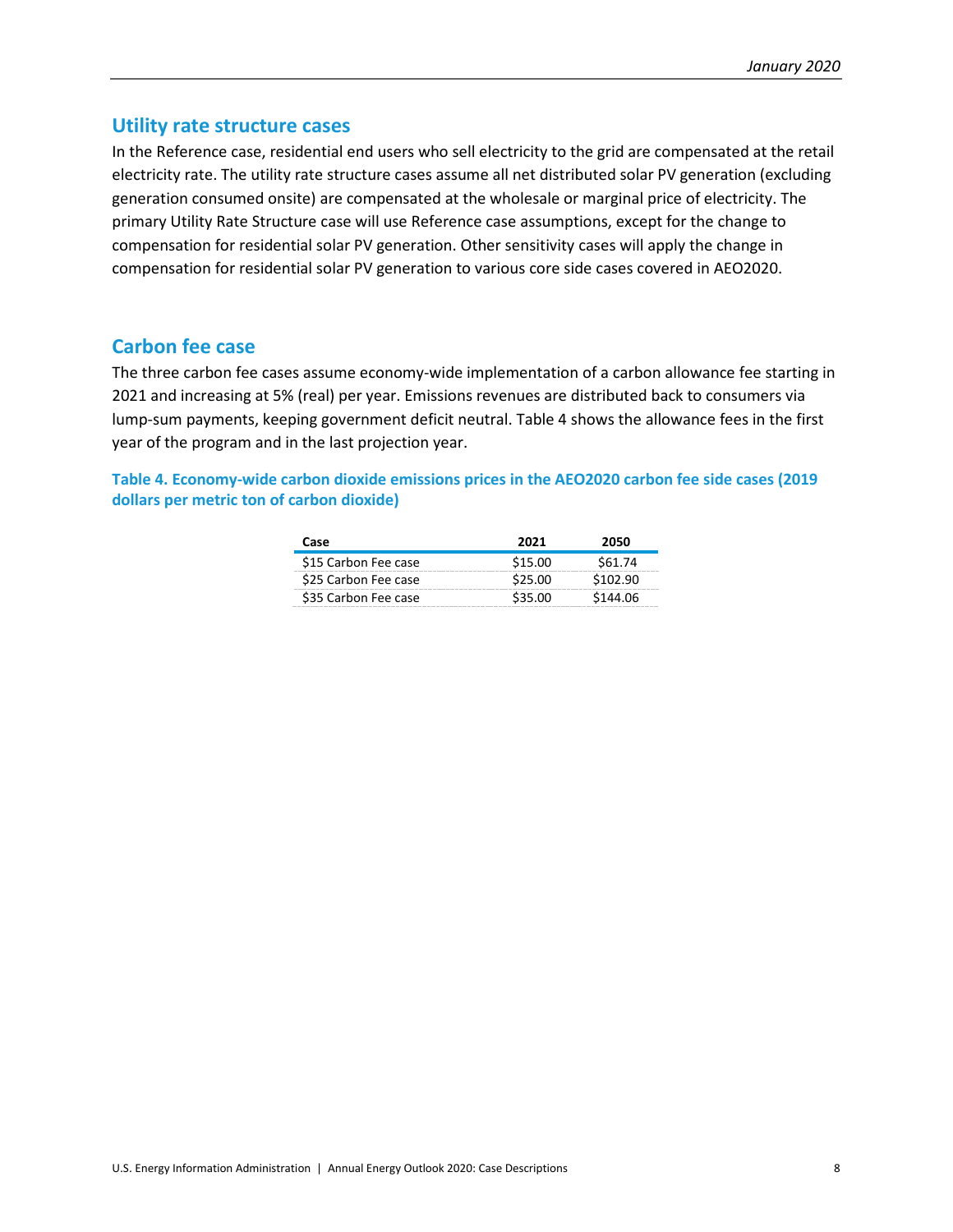## Utility rate structure cases

In the Reference case, residential end users who sell electricity to the grid are compensated at the retail electricity rate. The utility rate structure cases assume all net distributed solar PV generation (excluding generation consumed onsite) are compensated at the wholesale or marginal price of electricity. The primary Utility Rate Structure case will use Reference case assumptions, except for the change to compensation for residential solar PV generation. Other sensitivity cases will apply the change in compensation for residential solar PV generation to various core side cases covered in AEO2020.

## Carbon fee case

The three carbon fee cases assume economy-wide implementation of a carbon allowance fee starting in 2021 and increasing at 5% (real) per year. Emissions revenues are distributed back to consumers via lump-sum payments, keeping government deficit neutral. Table 4 shows the allowance fees in the first year of the program and in the last projection year.

**Table 4. Economy-wide carbon dioxide emissions prices in the AEO2020 carbon fee side cases (2019 dollars per metric ton of carbon dioxide)**

| Case | 2021 | 2050 |
|---|---|---|
| $15 Carbon Fee case | $15.00 | $61.74 |
| $25 Carbon Fee case | $25.00 | $102.90 |
| $35 Carbon Fee case | $35.00 | $144.06 |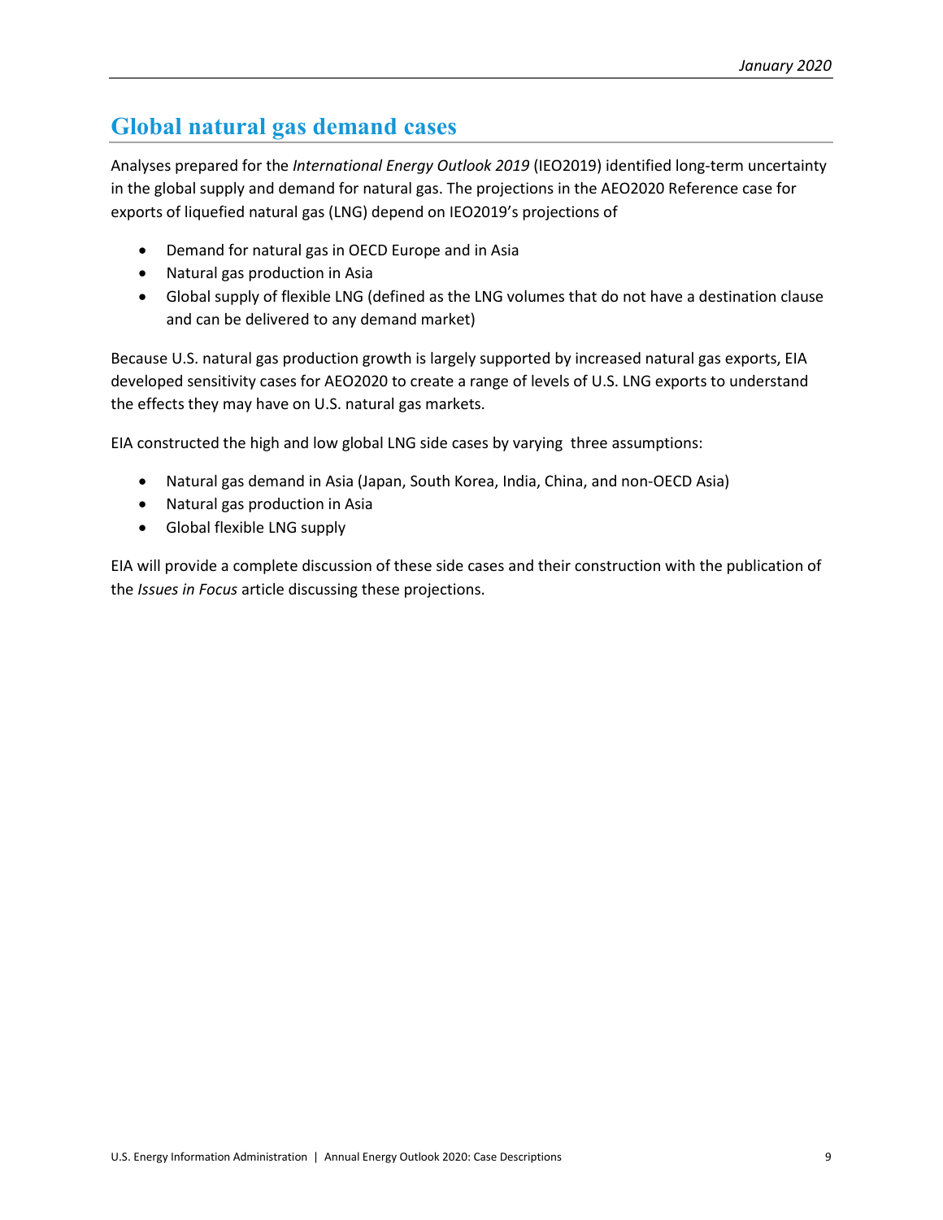## Global natural gas demand cases

Analyses prepared for the *International Energy Outlook 2019* (IEO2019) identified long-term uncertainty in the global supply and demand for natural gas. The projections in the AEO2020 Reference case for exports of liquefied natural gas (LNG) depend on IEO2019's projections of

- Demand for natural gas in OECD Europe and in Asia
- Natural gas production in Asia
- Global supply of flexible LNG (defined as the LNG volumes that do not have a destination clause and can be delivered to any demand market)

Because U.S. natural gas production growth is largely supported by increased natural gas exports, EIA developed sensitivity cases for AEO2020 to create a range of levels of U.S. LNG exports to understand the effects they may have on U.S. natural gas markets.

EIA constructed the high and low global LNG side cases by varying three assumptions:

- Natural gas demand in Asia (Japan, South Korea, India, China, and non-OECD Asia)
- Natural gas production in Asia
- Global flexible LNG supply

EIA will provide a complete discussion of these side cases and their construction with the publication of the *Issues in Focus* article discussing these projections.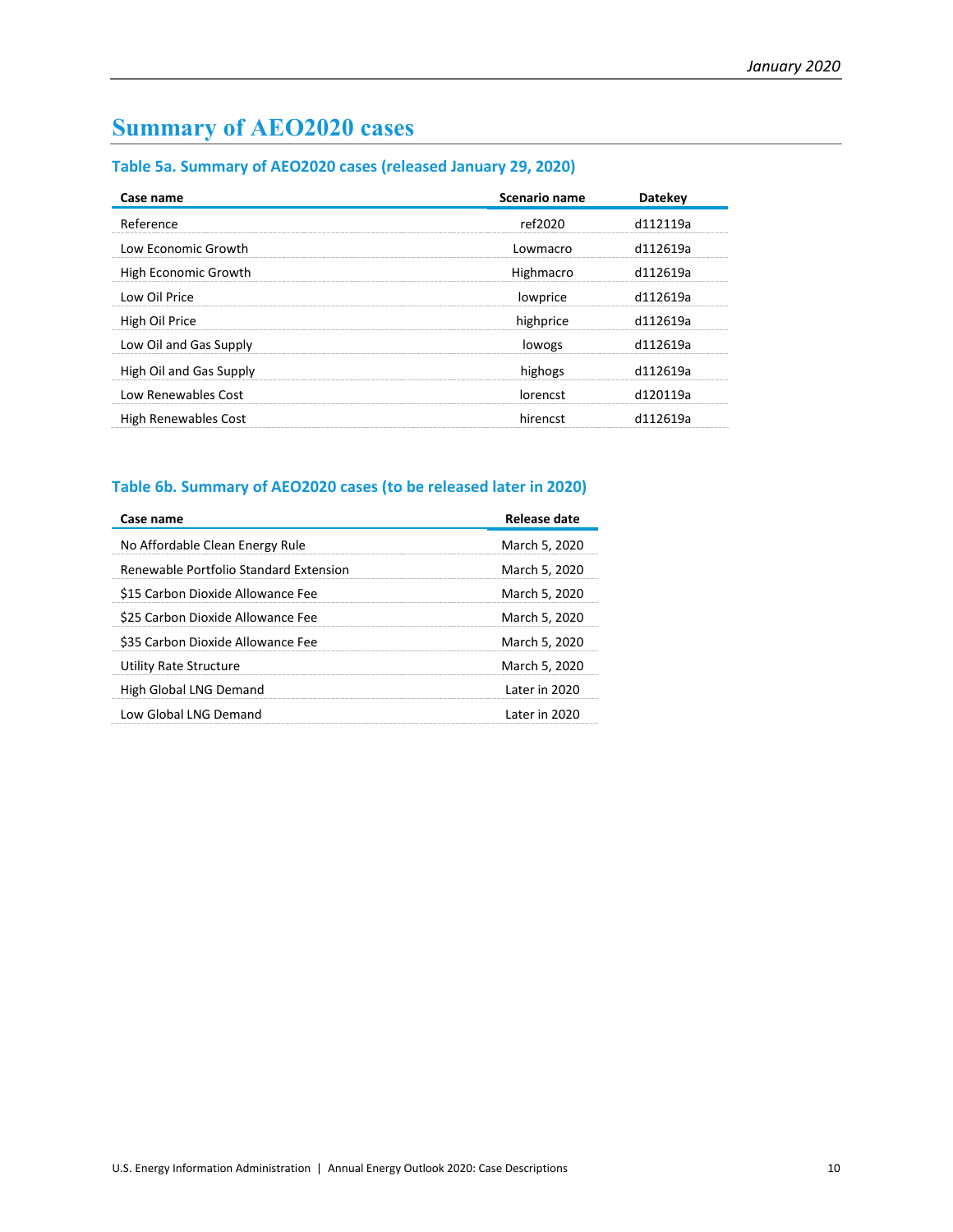# Summary of AEO2020 cases

### Table 5a. Summary of AEO2020 cases (released January 29, 2020)

| Case name | Scenario name | Datekey |
|---|---|---|
| Reference | ref2020 | d112119a |
| Low Economic Growth | Lowmacro | d112619a |
| High Economic Growth | Highmacro | d112619a |
| Low Oil Price | lowprice | d112619a |
| High Oil Price | highprice | d112619a |
| Low Oil and Gas Supply | lowogs | d112619a |
| High Oil and Gas Supply | highogs | d112619a |
| Low Renewables Cost | lorencst | d120119a |
| High Renewables Cost | hirencst | d112619a |

### Table 6b. Summary of AEO2020 cases (to be released later in 2020)

| Case name | Release date |
|---|---|
| No Affordable Clean Energy Rule | March 5, 2020 |
| Renewable Portfolio Standard Extension | March 5, 2020 |
| $15 Carbon Dioxide Allowance Fee | March 5, 2020 |
| $25 Carbon Dioxide Allowance Fee | March 5, 2020 |
| $35 Carbon Dioxide Allowance Fee | March 5, 2020 |
| Utility Rate Structure | March 5, 2020 |
| High Global LNG Demand | Later in 2020 |
| Low Global LNG Demand | Later in 2020 |